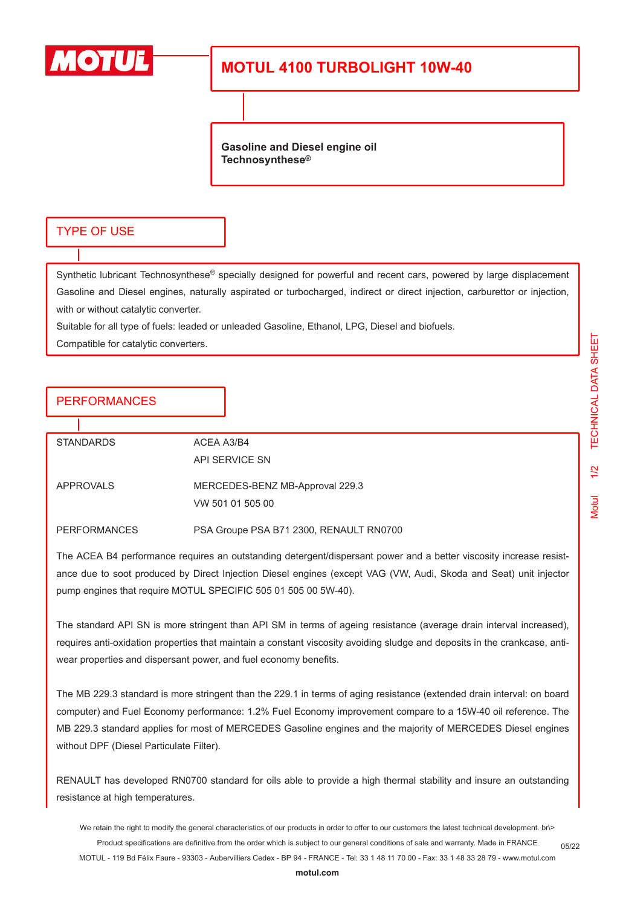# MOTUL 4100 TURBOLIGHT 10W-40

**Gasoline and Diesel engine oil**
**Technosynthese®**

## TYPE OF USE

Synthetic lubricant Technosynthese® specially designed for powerful and recent cars, powered by large displacement Gasoline and Diesel engines, naturally aspirated or turbocharged, indirect or direct injection, carburettor or injection, with or without catalytic converter.

Suitable for all type of fuels: leaded or unleaded Gasoline, Ethanol, LPG, Diesel and biofuels.

Compatible for catalytic converters.

## PERFORMANCES

| | |
|---|---|
| STANDARDS | ACEA A3/B4<br>API SERVICE SN |
| APPROVALS | MERCEDES-BENZ MB-Approval 229.3<br>VW 501 01 505 00 |
| PERFORMANCES | PSA Groupe PSA B71 2300, RENAULT RN0700 |

The ACEA B4 performance requires an outstanding detergent/dispersant power and a better viscosity increase resistance due to soot produced by Direct Injection Diesel engines (except VAG (VW, Audi, Skoda and Seat) unit injector pump engines that require MOTUL SPECIFIC 505 01 505 00 5W-40).

The standard API SN is more stringent than API SM in terms of ageing resistance (average drain interval increased), requires anti-oxidation properties that maintain a constant viscosity avoiding sludge and deposits in the crankcase, anti-wear properties and dispersant power, and fuel economy benefits.

The MB 229.3 standard is more stringent than the 229.1 in terms of aging resistance (extended drain interval: on board computer) and Fuel Economy performance: 1.2% Fuel Economy improvement compare to a 15W-40 oil reference. The MB 229.3 standard applies for most of MERCEDES Gasoline engines and the majority of MERCEDES Diesel engines without DPF (Diesel Particulate Filter).

RENAULT has developed RN0700 standard for oils able to provide a high thermal stability and insure an outstanding resistance at high temperatures.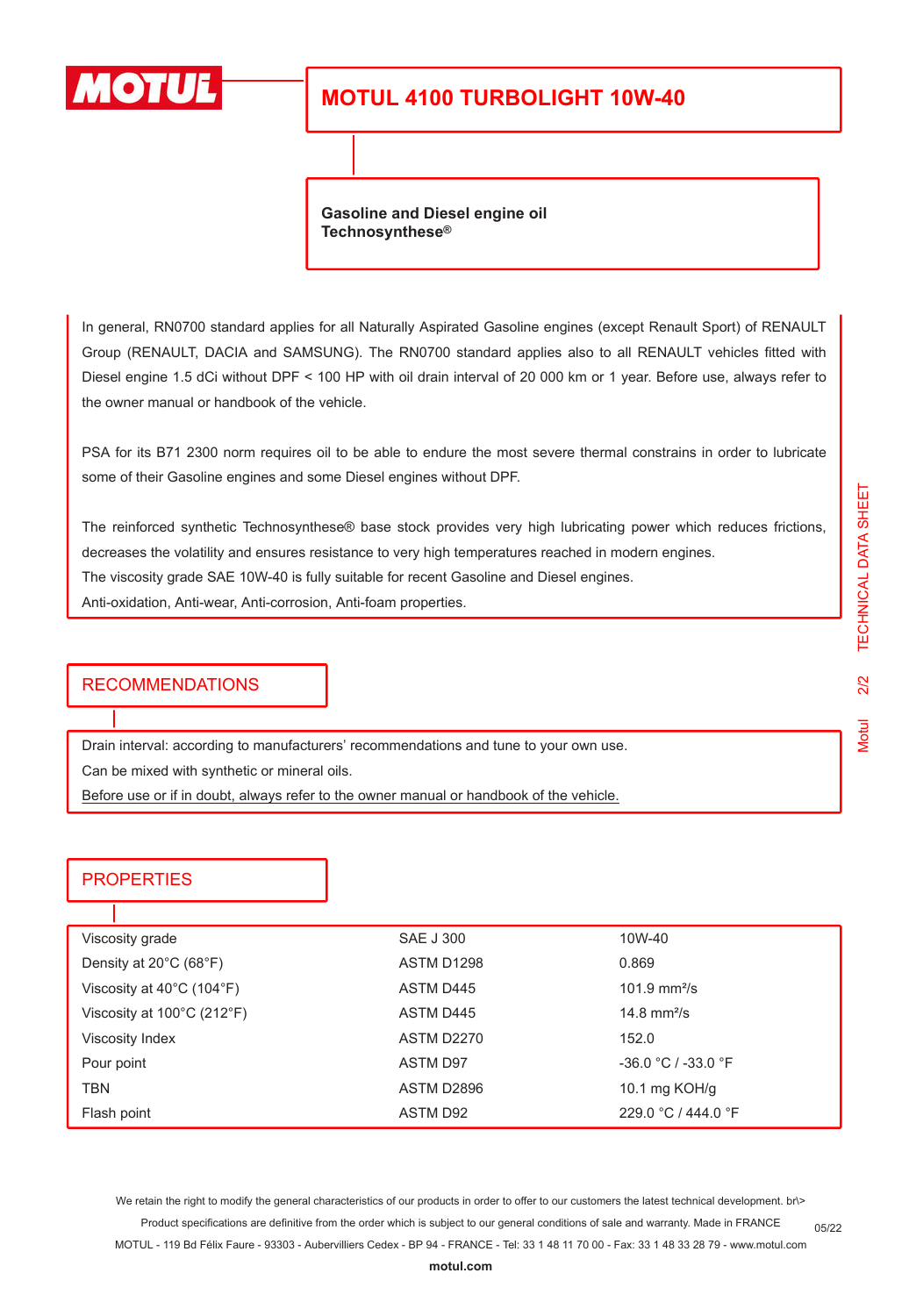# MOTUL 4100 TURBOLIGHT 10W-40

**Gasoline and Diesel engine oil**
**Technosynthese®**

In general, RN0700 standard applies for all Naturally Aspirated Gasoline engines (except Renault Sport) of RENAULT Group (RENAULT, DACIA and SAMSUNG). The RN0700 standard applies also to all RENAULT vehicles fitted with Diesel engine 1.5 dCi without DPF < 100 HP with oil drain interval of 20 000 km or 1 year. Before use, always refer to the owner manual or handbook of the vehicle.

PSA for its B71 2300 norm requires oil to be able to endure the most severe thermal constrains in order to lubricate some of their Gasoline engines and some Diesel engines without DPF.

The reinforced synthetic Technosynthese® base stock provides very high lubricating power which reduces frictions, decreases the volatility and ensures resistance to very high temperatures reached in modern engines.
The viscosity grade SAE 10W-40 is fully suitable for recent Gasoline and Diesel engines.
Anti-oxidation, Anti-wear, Anti-corrosion, Anti-foam properties.

## RECOMMENDATIONS

Drain interval: according to manufacturers' recommendations and tune to your own use.
Can be mixed with synthetic or mineral oils.
<u>Before use or if in doubt, always refer to the owner manual or handbook of the vehicle.</u>

## PROPERTIES

| | | |
|---|---|---|
| Viscosity grade | SAE J 300 | 10W-40 |
| Density at 20°C (68°F) | ASTM D1298 | 0.869 |
| Viscosity at 40°C (104°F) | ASTM D445 | 101.9 mm²/s |
| Viscosity at 100°C (212°F) | ASTM D445 | 14.8 mm²/s |
| Viscosity Index | ASTM D2270 | 152.0 |
| Pour point | ASTM D97 | -36.0 °C / -33.0 °F |
| TBN | ASTM D2896 | 10.1 mg KOH/g |
| Flash point | ASTM D92 | 229.0 °C / 444.0 °F |

We retain the right to modify the general characteristics of our products in order to offer to our customers the latest technical development. br\>
Product specifications are definitive from the order which is subject to our general conditions of sale and warranty. Made in FRANCE
MOTUL - 119 Bd Félix Faure - 93303 - Aubervilliers Cedex - BP 94 - FRANCE - Tel: 33 1 48 11 70 00 - Fax: 33 1 48 33 28 79 - www.motul.com

05/22

**motul.com**